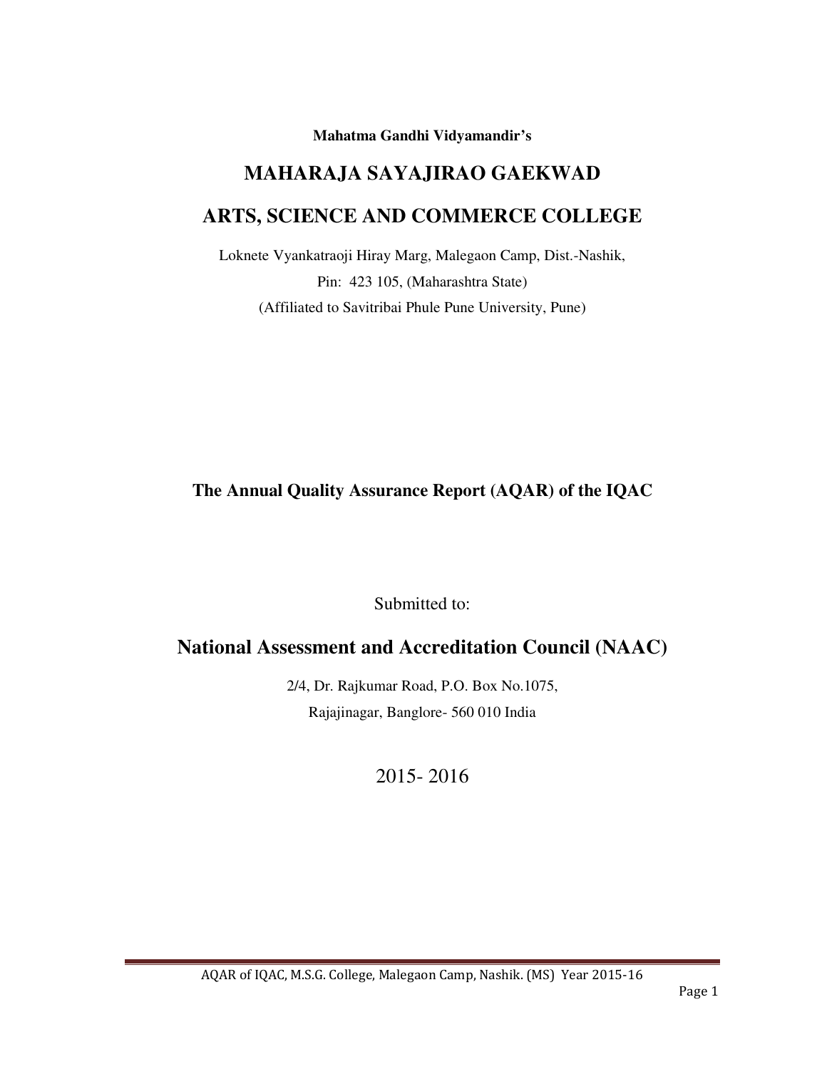**Mahatma Gandhi Vidyamandir's**

# MAHARAJA SAYAJIRAO GAEKWAD

# ARTS, SCIENCE AND COMMERCE COLLEGE

Loknete Vyankatraoji Hiray Marg, Malegaon Camp, Dist.-Nashik,

Pin: 423 105, (Maharashtra State)

(Affiliated to Savitribai Phule Pune University, Pune)

**The Annual Quality Assurance Report (AQAR) of the IQAC**

Submitted to:

## National Assessment and Accreditation Council (NAAC)

2/4, Dr. Rajkumar Road, P.O. Box No.1075,

Rajajinagar, Banglore- 560 010 India

2015- 2016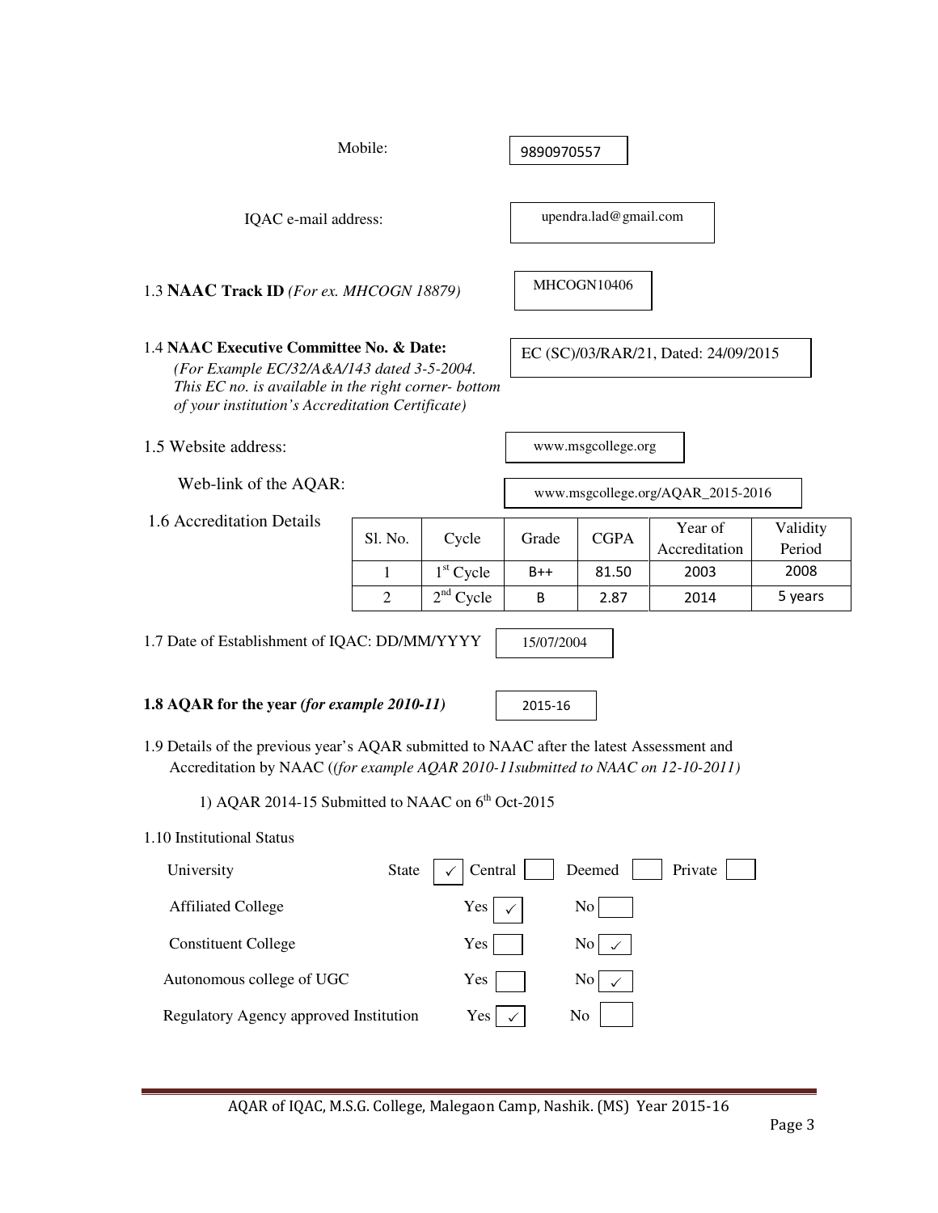Mobile: 9890970557

IQAC e-mail address: upendra.lad@gmail.com

1.3 **NAAC Track ID** *(For ex. MHCOGN 18879)* MHCOGN10406

1.4 **NAAC Executive Committee No. & Date:** EC (SC)/03/RAR/21, Dated: 24/09/2015

*(For Example EC/32/A&A/143 dated 3-5-2004. This EC no. is available in the right corner- bottom of your institution's Accreditation Certificate)*

1.5 Website address: www.msgcollege.org

Web-link of the AQAR: www.msgcollege.org/AQAR_2015-2016

1.6 Accreditation Details

| Sl. No. | Cycle | Grade | CGPA | Year of Accreditation | Validity Period |
|---|---|---|---|---|---|
| 1 | 1st Cycle | B++ | 81.50 | 2003 | 2008 |
| 2 | 2nd Cycle | B | 2.87 | 2014 | 5 years |

1.7 Date of Establishment of IQAC: DD/MM/YYYY 15/07/2004

**1.8 AQAR for the year *(for example 2010-11)*** 2015-16

1.9 Details of the previous year's AQAR submitted to NAAC after the latest Assessment and Accreditation by NAAC (*(for example AQAR 2010-11submitted to NAAC on 12-10-2011)*

1) AQAR 2014-15 Submitted to NAAC on 6th Oct-2015

1.10 Institutional Status

University: State ✓ Central ☐ Deemed ☐ Private ☐

Affiliated College: Yes ✓ No ☐

Constituent College: Yes ☐ No ✓

Autonomous college of UGC: Yes ☐ No ✓

Regulatory Agency approved Institution: Yes ✓ No ☐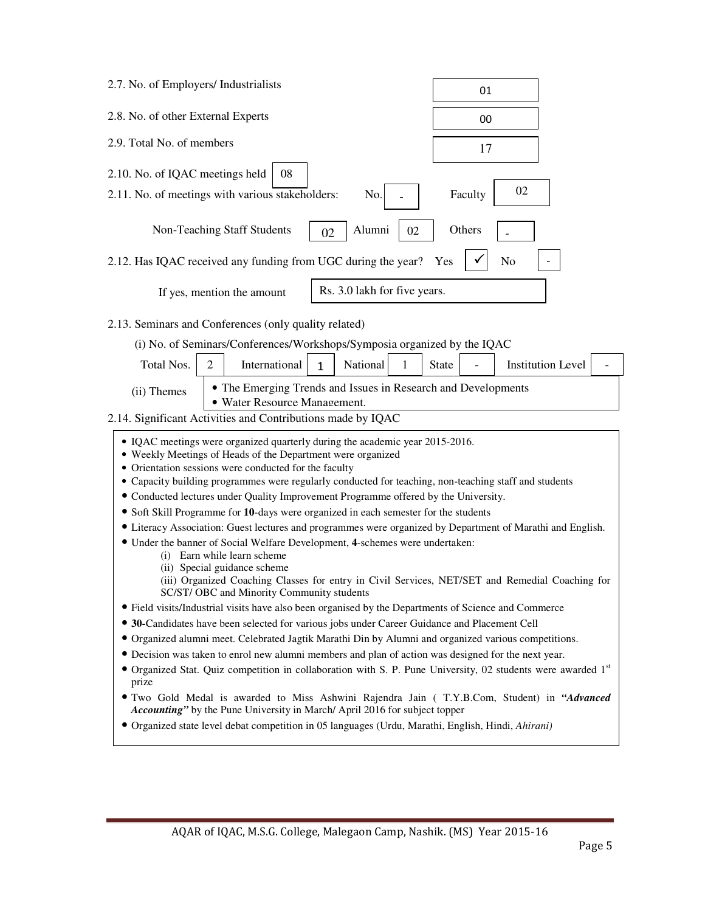2.7. No. of Employers/ Industrialists: 01

2.8. No. of other External Experts: 00

2.9. Total No. of members: 17

2.10. No. of IQAC meetings held: 08

2.11. No. of meetings with various stakeholders: No. -  Faculty: 02

Non-Teaching Staff Students: 02  Alumni: 02  Others: -

2.12. Has IQAC received any funding from UGC during the year? Yes ✓ No -

If yes, mention the amount: Rs. 3.0 lakh for five years.

2.13. Seminars and Conferences (only quality related)

(i) No. of Seminars/Conferences/Workshops/Symposia organized by the IQAC

| Total Nos. | 2 | International | 1 | National | 1 | State | - | Institution Level | - |
|---|---|---|---|---|---|---|---|---|---|

(ii) Themes

- The Emerging Trends and Issues in Research and Developments
- Water Resource Management.

2.14. Significant Activities and Contributions made by IQAC

- IQAC meetings were organized quarterly during the academic year 2015-2016.
- Weekly Meetings of Heads of the Department were organized
- Orientation sessions were conducted for the faculty
- Capacity building programmes were regularly conducted for teaching, non-teaching staff and students
- Conducted lectures under Quality Improvement Programme offered by the University.
- Soft Skill Programme for **10**-days were organized in each semester for the students
- Literacy Association: Guest lectures and programmes were organized by Department of Marathi and English.
- Under the banner of Social Welfare Development, **4**-schemes were undertaken:
  - (i) Earn while learn scheme
  - (ii) Special guidance scheme
  - (iii) Organized Coaching Classes for entry in Civil Services, NET/SET and Remedial Coaching for SC/ST/ OBC and Minority Community students
- Field visits/Industrial visits have also been organised by the Departments of Science and Commerce
- **30-**Candidates have been selected for various jobs under Career Guidance and Placement Cell
- Organized alumni meet. Celebrated Jagtik Marathi Din by Alumni and organized various competitions.
- Decision was taken to enrol new alumni members and plan of action was designed for the next year.
- Organized Stat. Quiz competition in collaboration with S. P. Pune University, 02 students were awarded 1st prize
- Two Gold Medal is awarded to Miss Ashwini Rajendra Jain ( T.Y.B.Com, Student) in ***"Advanced Accounting"*** by the Pune University in March/ April 2016 for subject topper
- Organized state level debat competition in 05 languages (Urdu, Marathi, English, Hindi, *Ahirani)*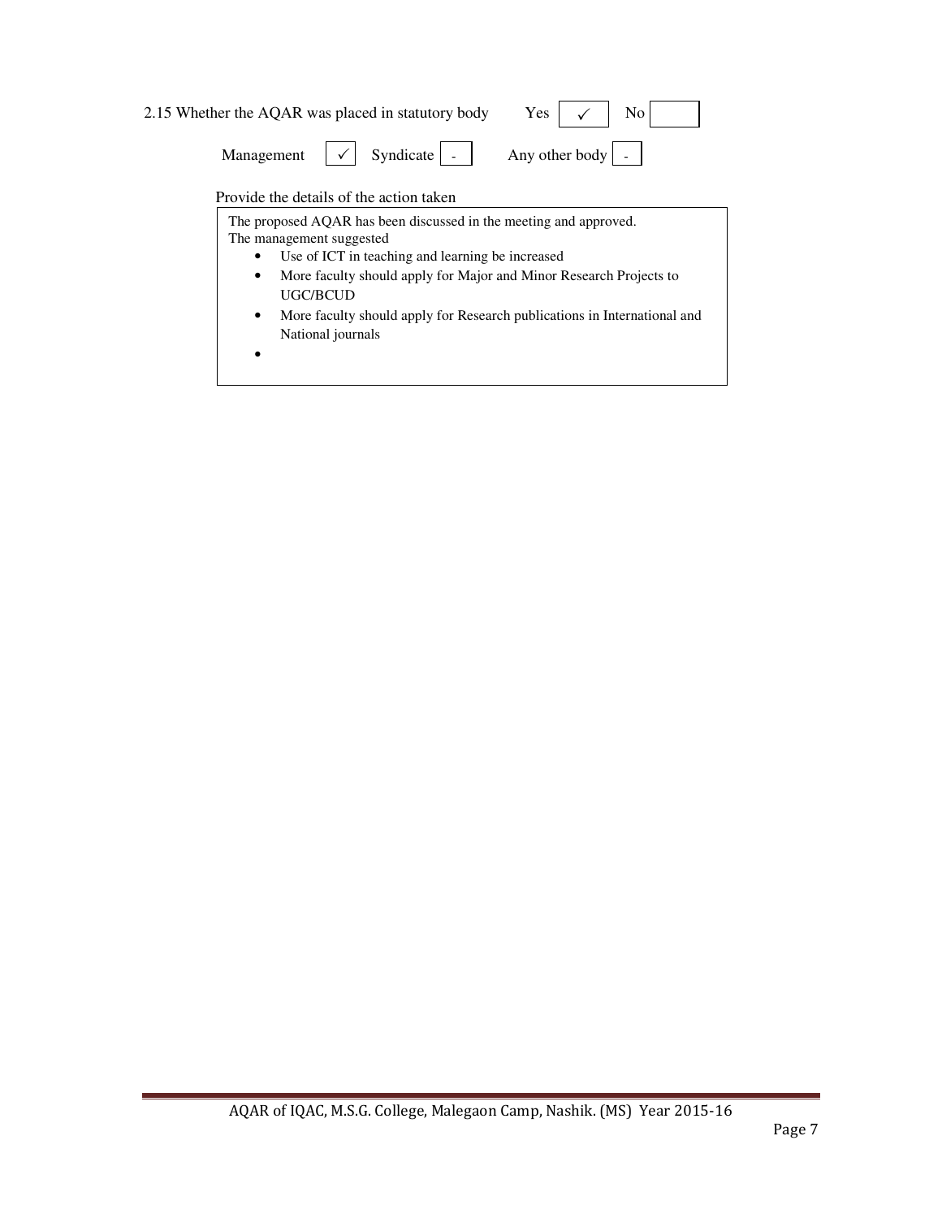2.15 Whether the AQAR was placed in statutory body  Yes ✓  No

Management ✓  Syndicate -  Any other body -

Provide the details of the action taken

The proposed AQAR has been discussed in the meeting and approved.
The management suggested

- Use of ICT in teaching and learning be increased
- More faculty should apply for Major and Minor Research Projects to UGC/BCUD
- More faculty should apply for Research publications in International and National journals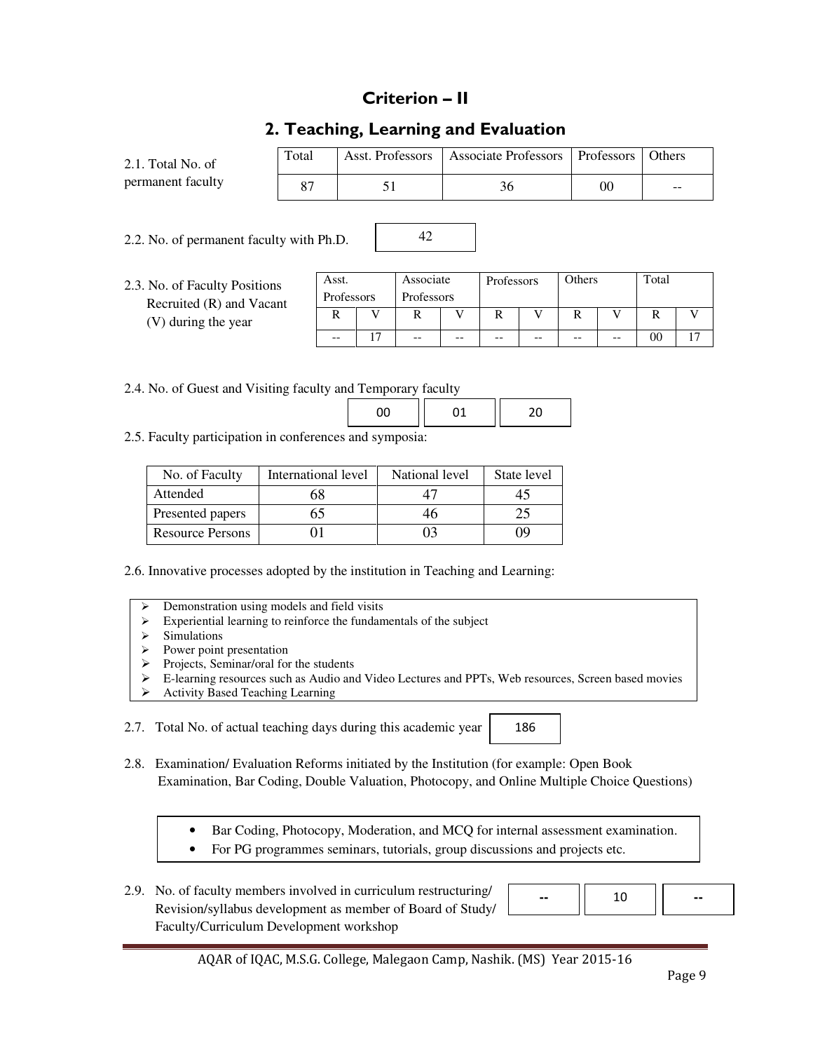# Criterion – II

## 2. Teaching, Learning and Evaluation

2.1. Total No. of permanent faculty

| Total | Asst. Professors | Associate Professors | Professors | Others |
|---|---|---|---|---|
| 87 | 51 | 36 | 00 | -- |

2.2. No. of permanent faculty with Ph.D. 42

2.3. No. of Faculty Positions Recruited (R) and Vacant (V) during the year

| Asst. Professors | | Associate Professors | | Professors | | Others | | Total | |
|---|---|---|---|---|---|---|---|---|---|
| R | V | R | V | R | V | R | V | R | V |
| -- | 17 | -- | -- | -- | -- | -- | -- | 00 | 17 |

2.4. No. of Guest and Visiting faculty and Temporary faculty

| 00 | 01 | 20 |
|---|---|---|

2.5. Faculty participation in conferences and symposia:

| No. of Faculty | International level | National level | State level |
|---|---|---|---|
| Attended | 68 | 47 | 45 |
| Presented papers | 65 | 46 | 25 |
| Resource Persons | 01 | 03 | 09 |

2.6. Innovative processes adopted by the institution in Teaching and Learning:

- Demonstration using models and field visits
- Experiential learning to reinforce the fundamentals of the subject
- Simulations
- Power point presentation
- Projects, Seminar/oral for the students
- E-learning resources such as Audio and Video Lectures and PPTs, Web resources, Screen based movies
- Activity Based Teaching Learning

2.7. Total No. of actual teaching days during this academic year 186

2.8. Examination/ Evaluation Reforms initiated by the Institution (for example: Open Book Examination, Bar Coding, Double Valuation, Photocopy, and Online Multiple Choice Questions)

- Bar Coding, Photocopy, Moderation, and MCQ for internal assessment examination.
- For PG programmes seminars, tutorials, group discussions and projects etc.

2.9. No. of faculty members involved in curriculum restructuring/ Revision/syllabus development as member of Board of Study/ Faculty/Curriculum Development workshop

| -- | 10 | -- |
|---|---|---|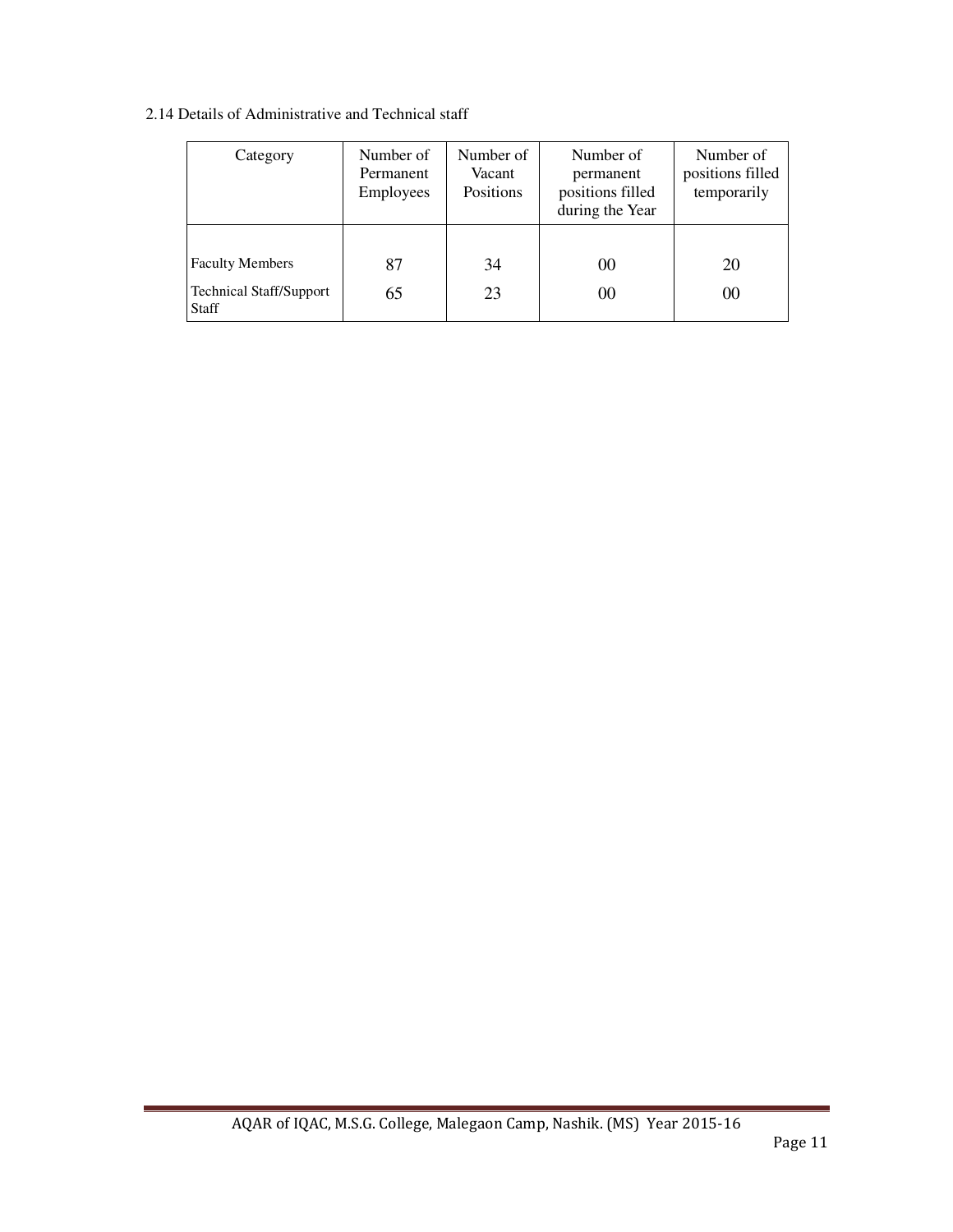2.14 Details of Administrative and Technical staff

| Category | Number of Permanent Employees | Number of Vacant Positions | Number of permanent positions filled during the Year | Number of positions filled temporarily |
|---|---|---|---|---|
| Faculty Members | 87 | 34 | 00 | 20 |
| Technical Staff/Support Staff | 65 | 23 | 00 | 00 |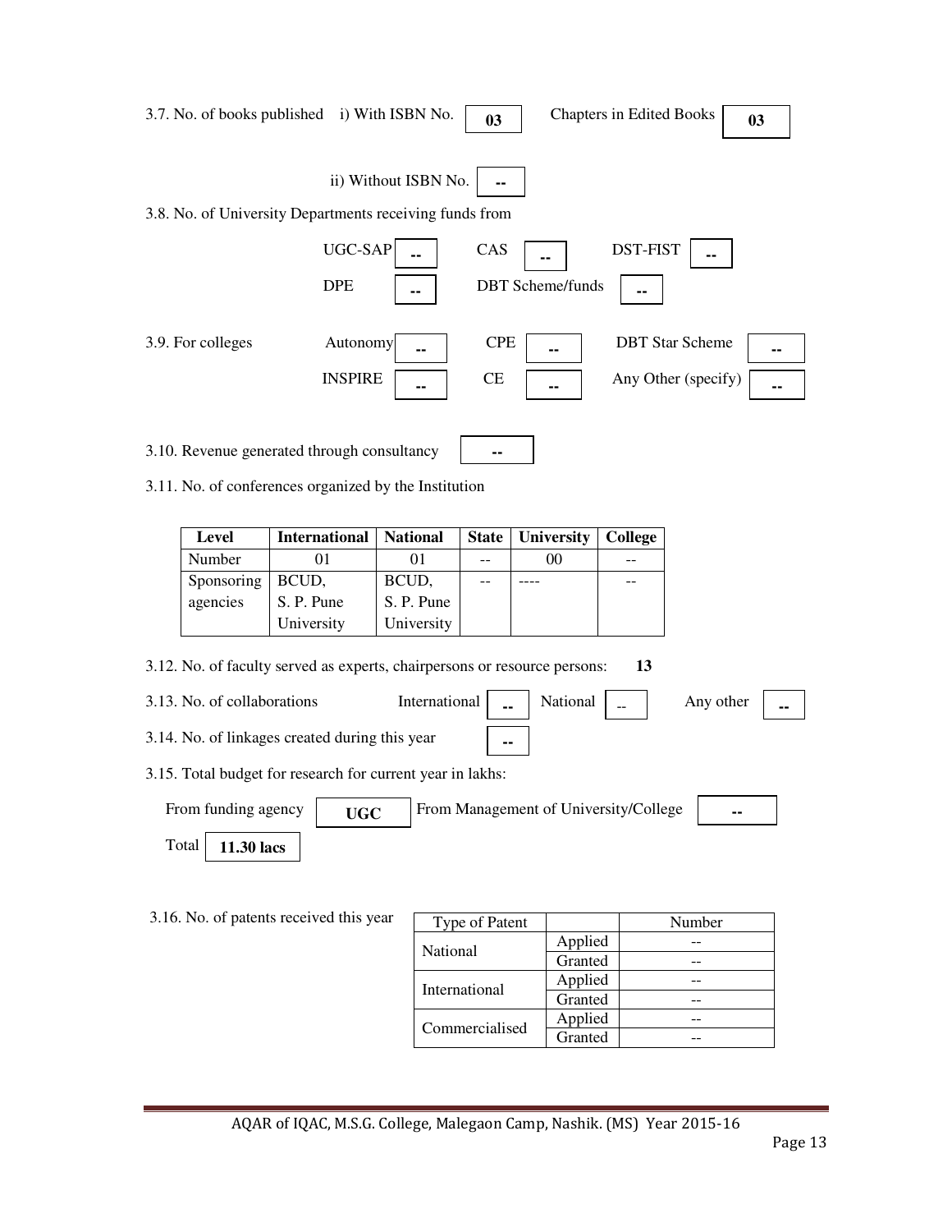3.7. No. of books published i) With ISBN No. **03** Chapters in Edited Books **03**

ii) Without ISBN No. **--**

3.8. No. of University Departments receiving funds from

UGC-SAP **--** CAS **--** DST-FIST **--**

DPE **--** DBT Scheme/funds **--**

3.9. For colleges Autonomy **--** CPE **--** DBT Star Scheme **--**

INSPIRE **--** CE **--** Any Other (specify) **--**

3.10. Revenue generated through consultancy **--**

3.11. No. of conferences organized by the Institution

| Level | International | National | State | University | College |
|---|---|---|---|---|---|
| Number | 01 | 01 | -- | 00 | -- |
| Sponsoring agencies | BCUD, S. P. Pune University | BCUD, S. P. Pune University | -- | ---- | -- |

3.12. No. of faculty served as experts, chairpersons or resource persons: **13**

3.13. No. of collaborations International **--** National -- Any other **--**

3.14. No. of linkages created during this year **--**

3.15. Total budget for research for current year in lakhs:

From funding agency **UGC** From Management of University/College **--**

Total **11.30 lacs**

3.16. No. of patents received this year

| Type of Patent | | Number |
|---|---|---|
| National | Applied | -- |
| | Granted | -- |
| International | Applied | -- |
| | Granted | -- |
| Commercialised | Applied | -- |
| | Granted | -- |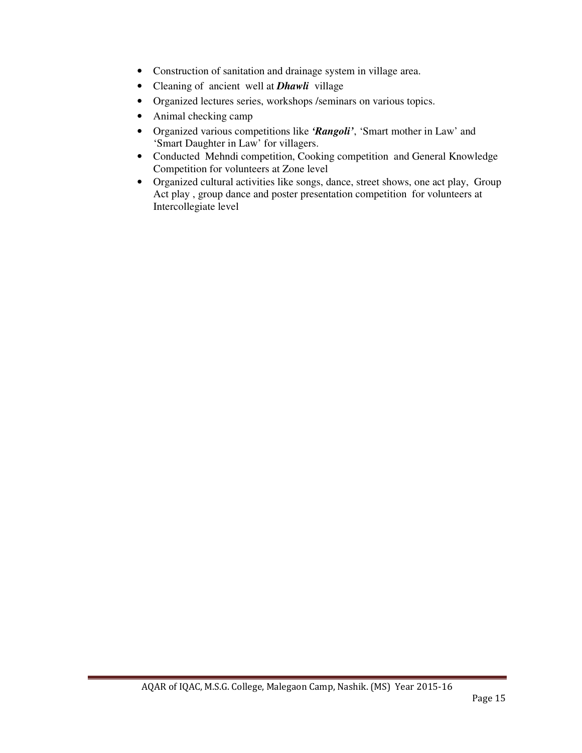- Construction of sanitation and drainage system in village area.
- Cleaning of ancient well at ***Dhawli*** village
- Organized lectures series, workshops /seminars on various topics.
- Animal checking camp
- Organized various competitions like ***'Rangoli'***, 'Smart mother in Law' and 'Smart Daughter in Law' for villagers.
- Conducted Mehndi competition, Cooking competition and General Knowledge Competition for volunteers at Zone level
- Organized cultural activities like songs, dance, street shows, one act play, Group Act play , group dance and poster presentation competition for volunteers at Intercollegiate level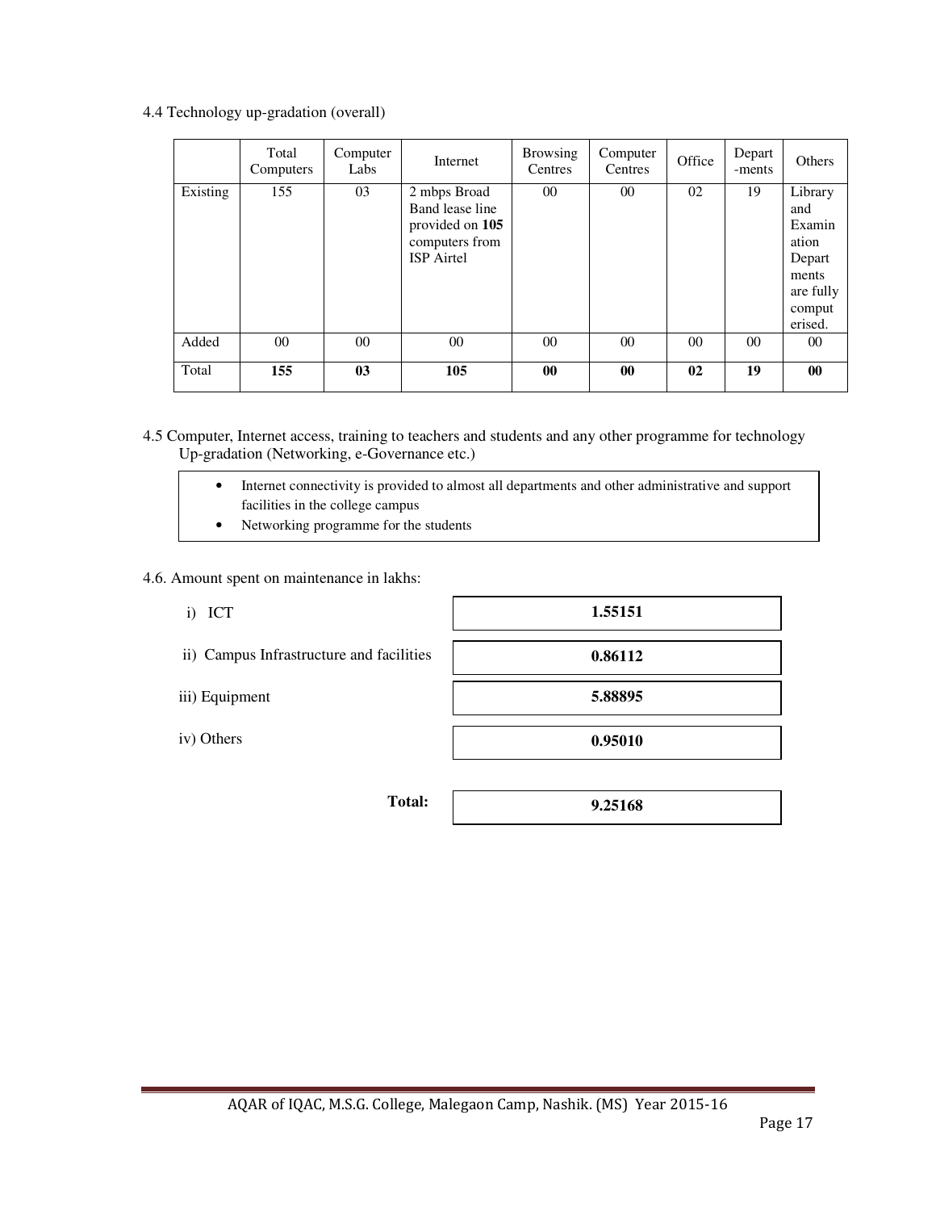4.4 Technology up-gradation (overall)

| | Total Computers | Computer Labs | Internet | Browsing Centres | Computer Centres | Office | Depart -ments | Others |
|---|---|---|---|---|---|---|---|---|
| Existing | 155 | 03 | 2 mbps Broad Band lease line provided on **105** computers from ISP Airtel | 00 | 00 | 02 | 19 | Library and Examination Departments are fully computerised. |
| Added | 00 | 00 | 00 | 00 | 00 | 00 | 00 | 00 |
| Total | **155** | **03** | **105** | **00** | **00** | **02** | **19** | **00** |

4.5 Computer, Internet access, training to teachers and students and any other programme for technology Up-gradation (Networking, e-Governance etc.)

- Internet connectivity is provided to almost all departments and other administrative and support facilities in the college campus
- Networking programme for the students

4.6. Amount spent on maintenance in lakhs:

| | |
|---|---|
| i) ICT | **1.55151** |
| ii) Campus Infrastructure and facilities | **0.86112** |
| iii) Equipment | **5.88895** |
| iv) Others | **0.95010** |
| **Total:** | **9.25168** |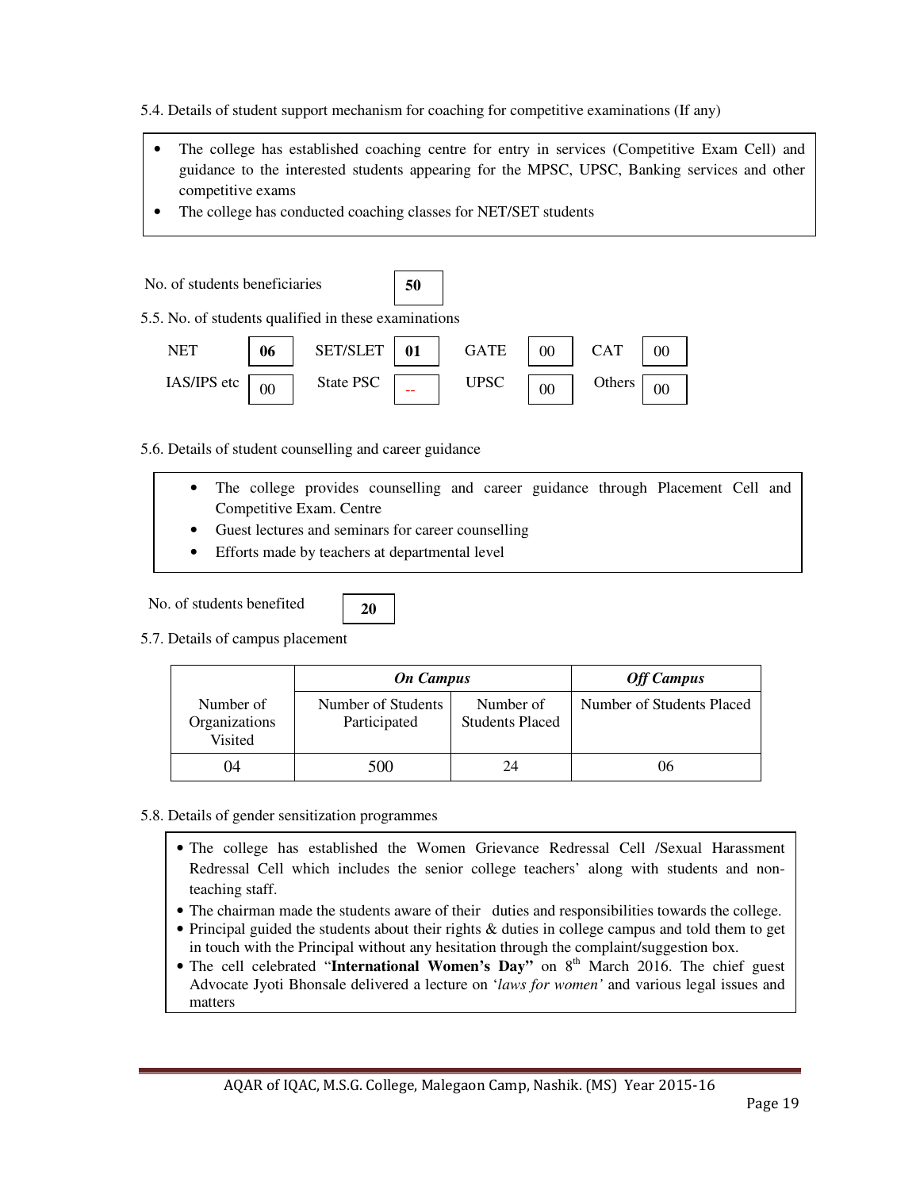5.4. Details of student support mechanism for coaching for competitive examinations (If any)

- The college has established coaching centre for entry in services (Competitive Exam Cell) and guidance to the interested students appearing for the MPSC, UPSC, Banking services and other competitive exams
- The college has conducted coaching classes for NET/SET students

No. of students beneficiaries **50**

5.5. No. of students qualified in these examinations

| NET | **06** | SET/SLET | **01** | GATE | 00 | CAT | 00 |
|---|---|---|---|---|---|---|---|
| IAS/IPS etc | 00 | State PSC | -- | UPSC | 00 | Others | 00 |

5.6. Details of student counselling and career guidance

- The college provides counselling and career guidance through Placement Cell and Competitive Exam. Centre
- Guest lectures and seminars for career counselling
- Efforts made by teachers at departmental level

No. of students benefited **20**

5.7. Details of campus placement

| | ***On Campus*** | | ***Off Campus*** |
|---|---|---|---|
| Number of Organizations Visited | Number of Students Participated | Number of Students Placed | Number of Students Placed |
| 04 | 500 | 24 | 06 |

5.8. Details of gender sensitization programmes

- The college has established the Women Grievance Redressal Cell /Sexual Harassment Redressal Cell which includes the senior college teachers' along with students and non-teaching staff.
- The chairman made the students aware of their duties and responsibilities towards the college.
- Principal guided the students about their rights & duties in college campus and told them to get in touch with the Principal without any hesitation through the complaint/suggestion box.
- The cell celebrated "**International Women's Day"** on 8th March 2016. The chief guest Advocate Jyoti Bhonsale delivered a lecture on '*laws for women'* and various legal issues and matters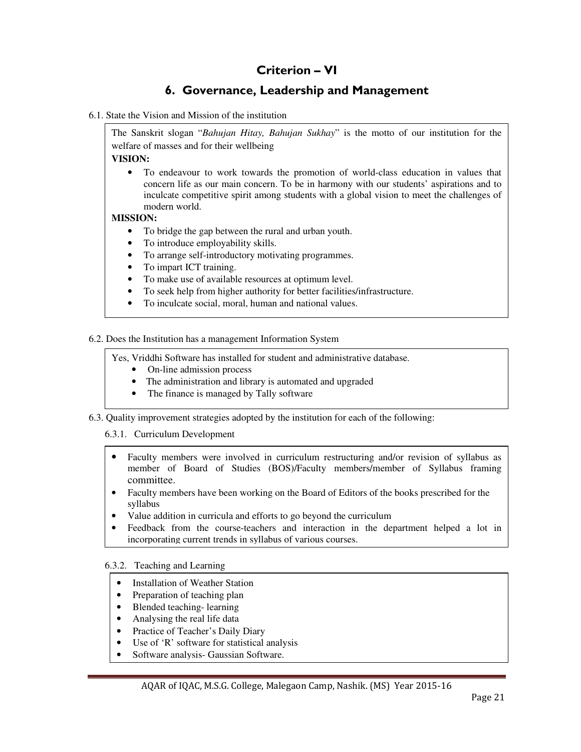# Criterion – VI

## 6. Governance, Leadership and Management

6.1. State the Vision and Mission of the institution

The Sanskrit slogan "*Bahujan Hitay, Bahujan Sukhay*" is the motto of our institution for the welfare of masses and for their wellbeing

**VISION:**

- To endeavour to work towards the promotion of world-class education in values that concern life as our main concern. To be in harmony with our students' aspirations and to inculcate competitive spirit among students with a global vision to meet the challenges of modern world.

**MISSION:**

- To bridge the gap between the rural and urban youth.
- To introduce employability skills.
- To arrange self-introductory motivating programmes.
- To impart ICT training.
- To make use of available resources at optimum level.
- To seek help from higher authority for better facilities/infrastructure.
- To inculcate social, moral, human and national values.

6.2. Does the Institution has a management Information System

Yes, Vriddhi Software has installed for student and administrative database.

- On-line admission process
- The administration and library is automated and upgraded
- The finance is managed by Tally software

6.3. Quality improvement strategies adopted by the institution for each of the following:

6.3.1. Curriculum Development

- Faculty members were involved in curriculum restructuring and/or revision of syllabus as member of Board of Studies (BOS)/Faculty members/member of Syllabus framing committee.
- Faculty members have been working on the Board of Editors of the books prescribed for the syllabus
- Value addition in curricula and efforts to go beyond the curriculum
- Feedback from the course-teachers and interaction in the department helped a lot in incorporating current trends in syllabus of various courses.

6.3.2. Teaching and Learning

- Installation of Weather Station
- Preparation of teaching plan
- Blended teaching- learning
- Analysing the real life data
- Practice of Teacher's Daily Diary
- Use of 'R' software for statistical analysis
- Software analysis- Gaussian Software.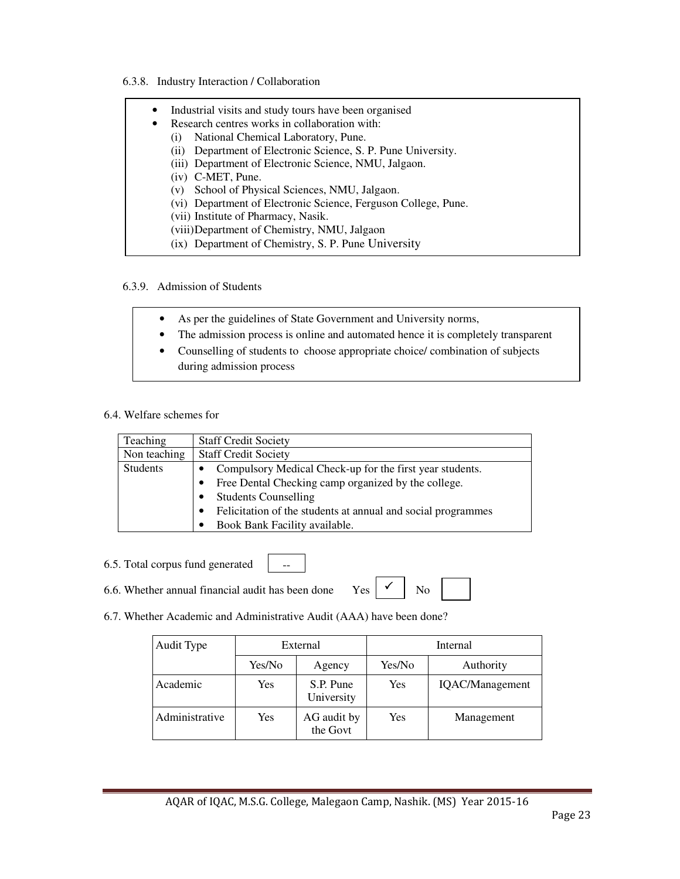6.3.8. Industry Interaction / Collaboration

- Industrial visits and study tours have been organised
- Research centres works in collaboration with:
  - (i) National Chemical Laboratory, Pune.
  - (ii) Department of Electronic Science, S. P. Pune University.
  - (iii) Department of Electronic Science, NMU, Jalgaon.
  - (iv) C-MET, Pune.
  - (v) School of Physical Sciences, NMU, Jalgaon.
  - (vi) Department of Electronic Science, Ferguson College, Pune.
  - (vii) Institute of Pharmacy, Nasik.
  - (viii) Department of Chemistry, NMU, Jalgaon
  - (ix) Department of Chemistry, S. P. Pune University

6.3.9. Admission of Students

- As per the guidelines of State Government and University norms,
- The admission process is online and automated hence it is completely transparent
- Counselling of students to choose appropriate choice/ combination of subjects during admission process

6.4. Welfare schemes for

| Teaching | Staff Credit Society |
|---|---|
| Non teaching | Staff Credit Society |
| Students | • Compulsory Medical Check-up for the first year students.<br>• Free Dental Checking camp organized by the college.<br>• Students Counselling<br>• Felicitation of the students at annual and social programmes<br>• Book Bank Facility available. |

6.5. Total corpus fund generated: --

6.6. Whether annual financial audit has been done Yes ✓ No

6.7. Whether Academic and Administrative Audit (AAA) have been done?

| Audit Type | External | | Internal | |
|---|---|---|---|---|
| | Yes/No | Agency | Yes/No | Authority |
| Academic | Yes | S.P. Pune University | Yes | IQAC/Management |
| Administrative | Yes | AG audit by the Govt | Yes | Management |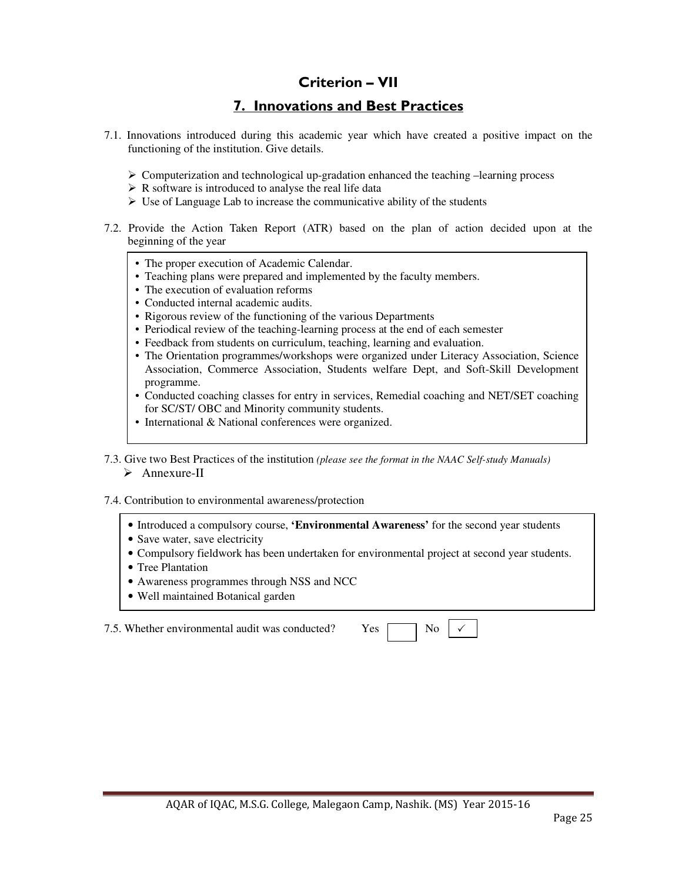# Criterion – VII

## 7. Innovations and Best Practices

7.1. Innovations introduced during this academic year which have created a positive impact on the functioning of the institution. Give details.

- Computerization and technological up-gradation enhanced the teaching –learning process
- R software is introduced to analyse the real life data
- Use of Language Lab to increase the communicative ability of the students

7.2. Provide the Action Taken Report (ATR) based on the plan of action decided upon at the beginning of the year

- The proper execution of Academic Calendar.
- Teaching plans were prepared and implemented by the faculty members.
- The execution of evaluation reforms
- Conducted internal academic audits.
- Rigorous review of the functioning of the various Departments
- Periodical review of the teaching-learning process at the end of each semester
- Feedback from students on curriculum, teaching, learning and evaluation.
- The Orientation programmes/workshops were organized under Literacy Association, Science Association, Commerce Association, Students welfare Dept, and Soft-Skill Development programme.
- Conducted coaching classes for entry in services, Remedial coaching and NET/SET coaching for SC/ST/ OBC and Minority community students.
- International & National conferences were organized.

7.3. Give two Best Practices of the institution *(please see the format in the NAAC Self-study Manuals)*

- Annexure-II

7.4. Contribution to environmental awareness/protection

- Introduced a compulsory course, **'Environmental Awareness'** for the second year students
- Save water, save electricity
- Compulsory fieldwork has been undertaken for environmental project at second year students.
- Tree Plantation
- Awareness programmes through NSS and NCC
- Well maintained Botanical garden

7.5. Whether environmental audit was conducted? Yes [ ] No [✓]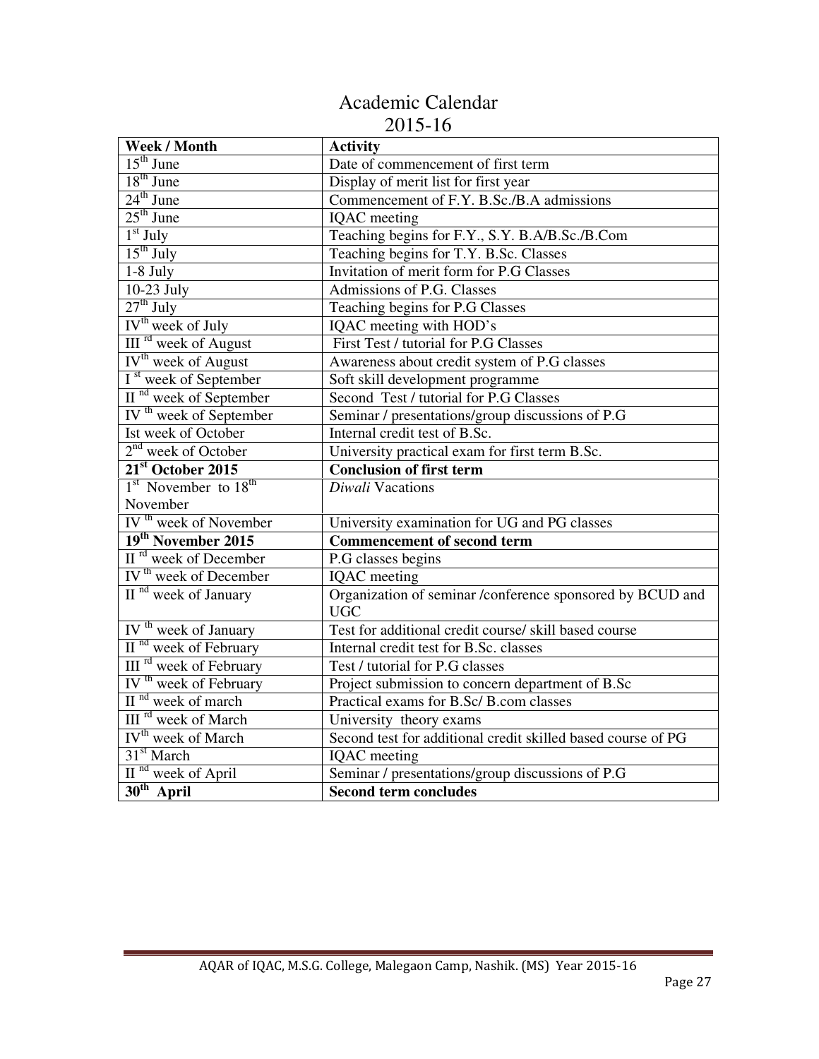# Academic Calendar
## 2015-16

| Week / Month | Activity |
|---|---|
| 15th June | Date of commencement of first term |
| 18th June | Display of merit list for first year |
| 24th June | Commencement of F.Y. B.Sc./B.A admissions |
| 25th June | IQAC meeting |
| 1st July | Teaching begins for F.Y., S.Y. B.A/B.Sc./B.Com |
| 15th July | Teaching begins for T.Y. B.Sc. Classes |
| 1-8 July | Invitation of merit form for P.G Classes |
| 10-23 July | Admissions of P.G. Classes |
| 27th July | Teaching begins for P.G Classes |
| IVth week of July | IQAC meeting with HOD's |
| III rd week of August | First Test / tutorial for P.G Classes |
| IVth week of August | Awareness about credit system of P.G classes |
| I st week of September | Soft skill development programme |
| II nd week of September | Second Test / tutorial for P.G Classes |
| IV th week of September | Seminar / presentations/group discussions of P.G |
| Ist week of October | Internal credit test of B.Sc. |
| 2nd week of October | University practical exam for first term B.Sc. |
| **21st October 2015** | **Conclusion of first term** |
| 1st November to 18th November | *Diwali* Vacations |
| IV th week of November | University examination for UG and PG classes |
| **19th November 2015** | **Commencement of second term** |
| II rd week of December | P.G classes begins |
| IV th week of December | IQAC meeting |
| II nd week of January | Organization of seminar /conference sponsored by BCUD and UGC |
| IV th week of January | Test for additional credit course/ skill based course |
| II nd week of February | Internal credit test for B.Sc. classes |
| III rd week of February | Test / tutorial for P.G classes |
| IV th week of February | Project submission to concern department of B.Sc |
| II nd week of march | Practical exams for B.Sc/ B.com classes |
| III rd week of March | University theory exams |
| IVth week of March | Second test for additional credit skilled based course of PG |
| 31st March | IQAC meeting |
| II nd week of April | Seminar / presentations/group discussions of P.G |
| **30th April** | **Second term concludes** |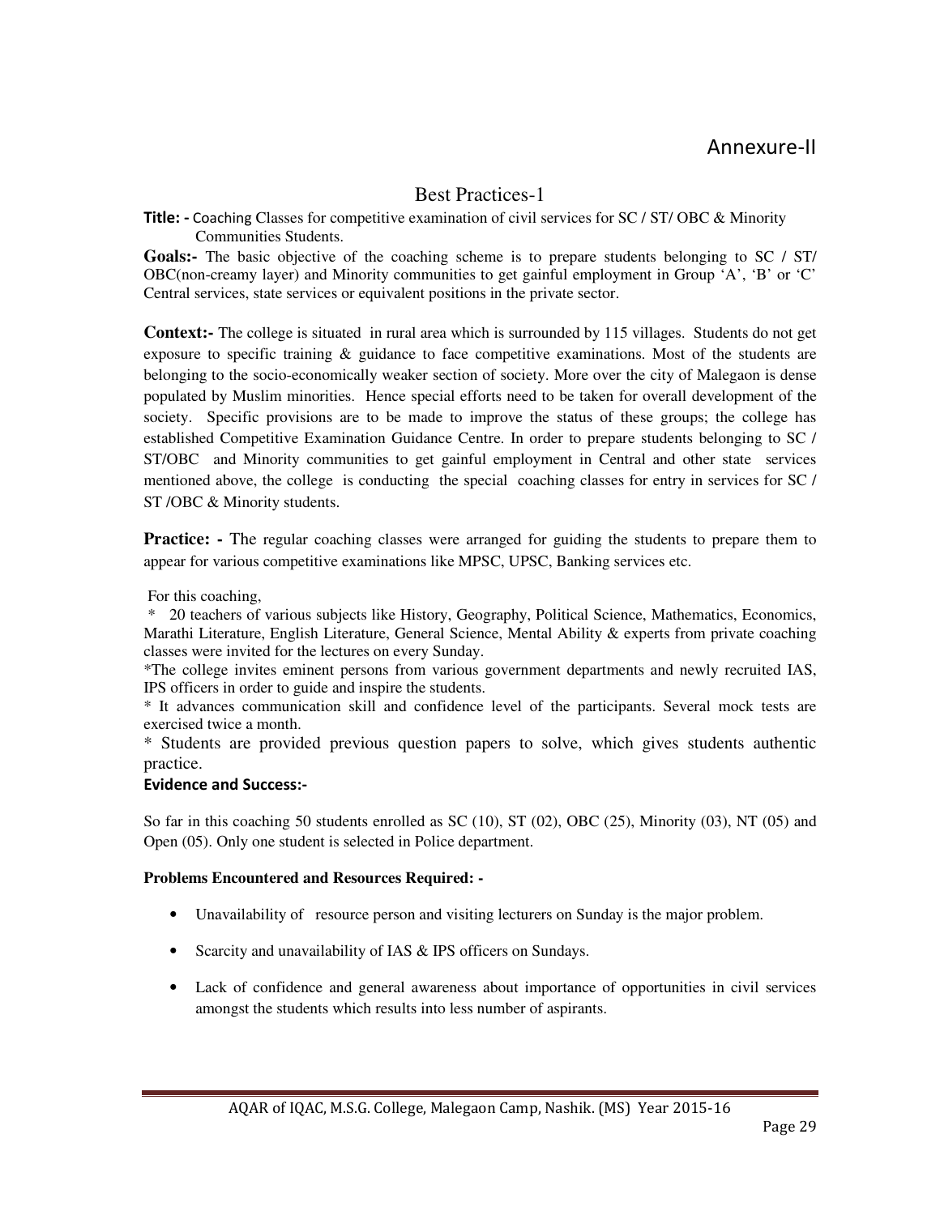# Annexure-II

## Best Practices-1

**Title: -** Coaching Classes for competitive examination of civil services for SC / ST/ OBC & Minority Communities Students.

**Goals:-** The basic objective of the coaching scheme is to prepare students belonging to SC / ST/ OBC(non-creamy layer) and Minority communities to get gainful employment in Group 'A', 'B' or 'C' Central services, state services or equivalent positions in the private sector.

**Context:-** The college is situated in rural area which is surrounded by 115 villages. Students do not get exposure to specific training & guidance to face competitive examinations. Most of the students are belonging to the socio-economically weaker section of society. More over the city of Malegaon is dense populated by Muslim minorities. Hence special efforts need to be taken for overall development of the society. Specific provisions are to be made to improve the status of these groups; the college has established Competitive Examination Guidance Centre. In order to prepare students belonging to SC / ST/OBC and Minority communities to get gainful employment in Central and other state services mentioned above, the college is conducting the special coaching classes for entry in services for SC / ST /OBC & Minority students.

**Practice: -** The regular coaching classes were arranged for guiding the students to prepare them to appear for various competitive examinations like MPSC, UPSC, Banking services etc.

For this coaching,

* 20 teachers of various subjects like History, Geography, Political Science, Mathematics, Economics, Marathi Literature, English Literature, General Science, Mental Ability & experts from private coaching classes were invited for the lectures on every Sunday.
* The college invites eminent persons from various government departments and newly recruited IAS, IPS officers in order to guide and inspire the students.
* It advances communication skill and confidence level of the participants. Several mock tests are exercised twice a month.
* Students are provided previous question papers to solve, which gives students authentic practice.

**Evidence and Success:-**

So far in this coaching 50 students enrolled as SC (10), ST (02), OBC (25), Minority (03), NT (05) and Open (05). Only one student is selected in Police department.

**Problems Encountered and Resources Required: -**

- Unavailability of resource person and visiting lecturers on Sunday is the major problem.
- Scarcity and unavailability of IAS & IPS officers on Sundays.
- Lack of confidence and general awareness about importance of opportunities in civil services amongst the students which results into less number of aspirants.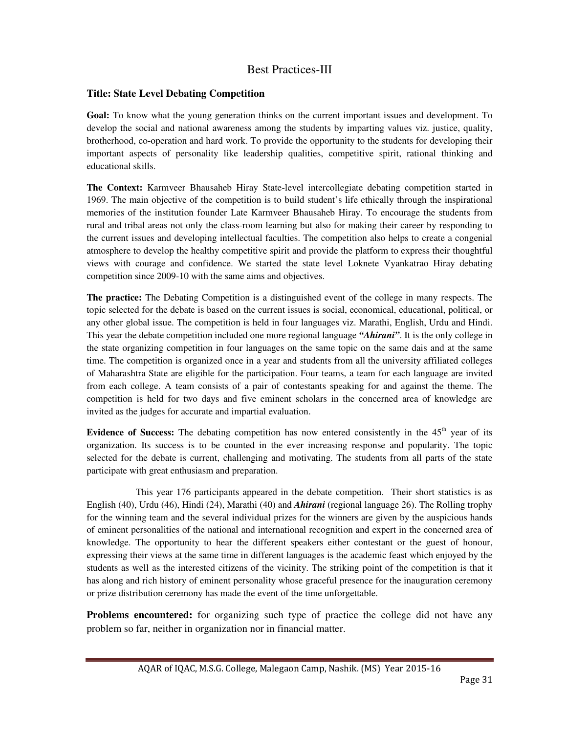## Best Practices-III

**Title: State Level Debating Competition**

**Goal:** To know what the young generation thinks on the current important issues and development. To develop the social and national awareness among the students by imparting values viz. justice, quality, brotherhood, co-operation and hard work. To provide the opportunity to the students for developing their important aspects of personality like leadership qualities, competitive spirit, rational thinking and educational skills.

**The Context:** Karmveer Bhausaheb Hiray State-level intercollegiate debating competition started in 1969. The main objective of the competition is to build student's life ethically through the inspirational memories of the institution founder Late Karmveer Bhausaheb Hiray. To encourage the students from rural and tribal areas not only the class-room learning but also for making their career by responding to the current issues and developing intellectual faculties. The competition also helps to create a congenial atmosphere to develop the healthy competitive spirit and provide the platform to express their thoughtful views with courage and confidence. We started the state level Loknete Vyankatrao Hiray debating competition since 2009-10 with the same aims and objectives.

**The practice:** The Debating Competition is a distinguished event of the college in many respects. The topic selected for the debate is based on the current issues is social, economical, educational, political, or any other global issue. The competition is held in four languages viz. Marathi, English, Urdu and Hindi. This year the debate competition included one more regional language ***"Ahirani"***. It is the only college in the state organizing competition in four languages on the same topic on the same dais and at the same time. The competition is organized once in a year and students from all the university affiliated colleges of Maharashtra State are eligible for the participation. Four teams, a team for each language are invited from each college. A team consists of a pair of contestants speaking for and against the theme. The competition is held for two days and five eminent scholars in the concerned area of knowledge are invited as the judges for accurate and impartial evaluation.

**Evidence of Success:** The debating competition has now entered consistently in the 45th year of its organization. Its success is to be counted in the ever increasing response and popularity. The topic selected for the debate is current, challenging and motivating. The students from all parts of the state participate with great enthusiasm and preparation.

This year 176 participants appeared in the debate competition. Their short statistics is as English (40), Urdu (46), Hindi (24), Marathi (40) and ***Ahirani*** (regional language 26). The Rolling trophy for the winning team and the several individual prizes for the winners are given by the auspicious hands of eminent personalities of the national and international recognition and expert in the concerned area of knowledge. The opportunity to hear the different speakers either contestant or the guest of honour, expressing their views at the same time in different languages is the academic feast which enjoyed by the students as well as the interested citizens of the vicinity. The striking point of the competition is that it has along and rich history of eminent personality whose graceful presence for the inauguration ceremony or prize distribution ceremony has made the event of the time unforgettable.

**Problems encountered:** for organizing such type of practice the college did not have any problem so far, neither in organization nor in financial matter.